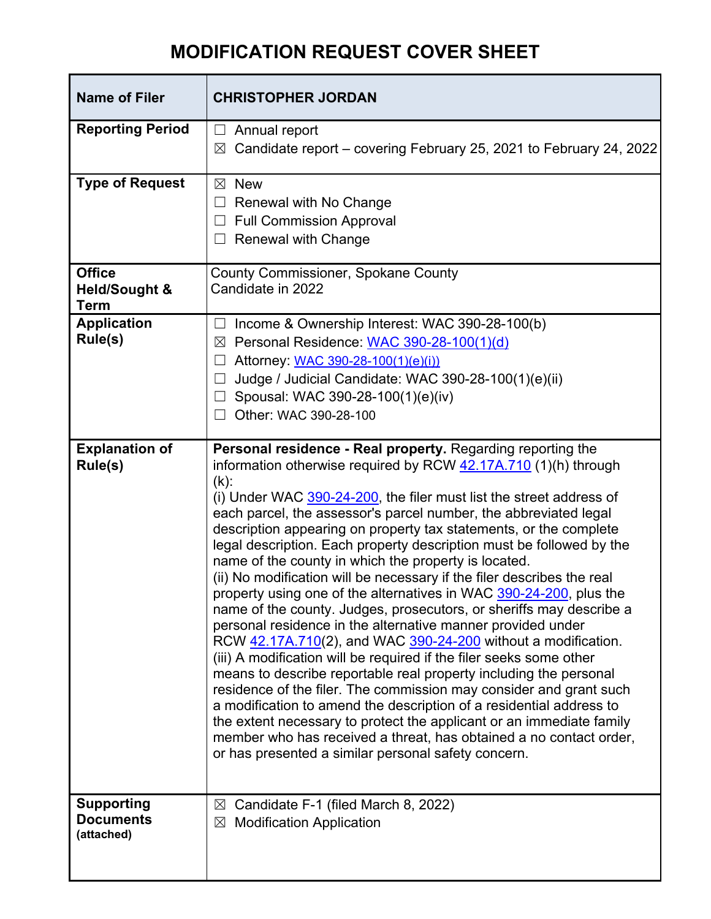# MODIFICATION REQUEST COVER SHEET

| Name of Filer | CHRISTOPHER JORDAN |
|---|---|
| **Reporting Period** | ☐ Annual report<br>☒ Candidate report – covering February 25, 2021 to February 24, 2022 |
| **Type of Request** | ☒ New<br>☐ Renewal with No Change<br>☐ Full Commission Approval<br>☐ Renewal with Change |
| **Office Held/Sought & Term** | County Commissioner, Spokane County<br>Candidate in 2022 |
| **Application Rule(s)** | ☐ Income & Ownership Interest: WAC 390-28-100(b)<br>☒ Personal Residence: WAC 390-28-100(1)(d)<br>☐ Attorney: WAC 390-28-100(1)(e)(i))<br>☐ Judge / Judicial Candidate: WAC 390-28-100(1)(e)(ii)<br>☐ Spousal: WAC 390-28-100(1)(e)(iv)<br>☐ Other: WAC 390-28-100 |
| **Explanation of Rule(s)** | **Personal residence - Real property.** Regarding reporting the information otherwise required by RCW 42.17A.710 (1)(h) through (k):<br>(i) Under WAC 390-24-200, the filer must list the street address of each parcel, the assessor's parcel number, the abbreviated legal description appearing on property tax statements, or the complete legal description. Each property description must be followed by the name of the county in which the property is located.<br>(ii) No modification will be necessary if the filer describes the real property using one of the alternatives in WAC 390-24-200, plus the name of the county. Judges, prosecutors, or sheriffs may describe a personal residence in the alternative manner provided under RCW 42.17A.710(2), and WAC 390-24-200 without a modification.<br>(iii) A modification will be required if the filer seeks some other means to describe reportable real property including the personal residence of the filer. The commission may consider and grant such a modification to amend the description of a residential address to the extent necessary to protect the applicant or an immediate family member who has received a threat, has obtained a no contact order, or has presented a similar personal safety concern. |
| **Supporting Documents (attached)** | ☒ Candidate F-1 (filed March 8, 2022)<br>☒ Modification Application |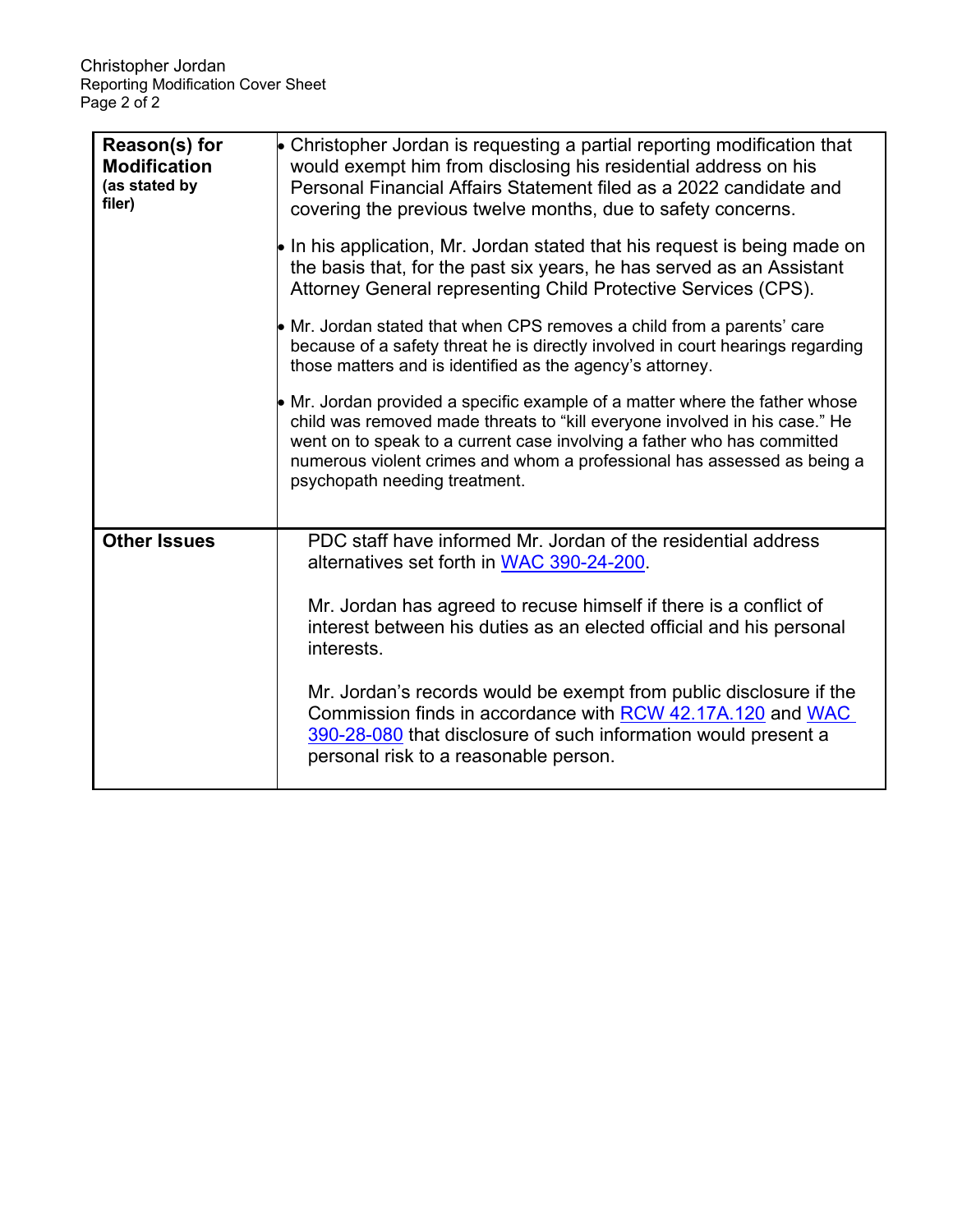| | |
|---|---|
| **Reason(s) for Modification** **(as stated by filer)** | • Christopher Jordan is requesting a partial reporting modification that would exempt him from disclosing his residential address on his Personal Financial Affairs Statement filed as a 2022 candidate and covering the previous twelve months, due to safety concerns.<br><br>• In his application, Mr. Jordan stated that his request is being made on the basis that, for the past six years, he has served as an Assistant Attorney General representing Child Protective Services (CPS).<br><br>• Mr. Jordan stated that when CPS removes a child from a parents' care because of a safety threat he is directly involved in court hearings regarding those matters and is identified as the agency's attorney.<br><br>• Mr. Jordan provided a specific example of a matter where the father whose child was removed made threats to "kill everyone involved in his case." He went on to speak to a current case involving a father who has committed numerous violent crimes and whom a professional has assessed as being a psychopath needing treatment. |
| **Other Issues** | PDC staff have informed Mr. Jordan of the residential address alternatives set forth in [WAC 390-24-200](WAC 390-24-200).<br><br>Mr. Jordan has agreed to recuse himself if there is a conflict of interest between his duties as an elected official and his personal interests.<br><br>Mr. Jordan's records would be exempt from public disclosure if the Commission finds in accordance with [RCW 42.17A.120](RCW 42.17A.120) and [WAC 390-28-080](WAC 390-28-080) that disclosure of such information would present a personal risk to a reasonable person. |